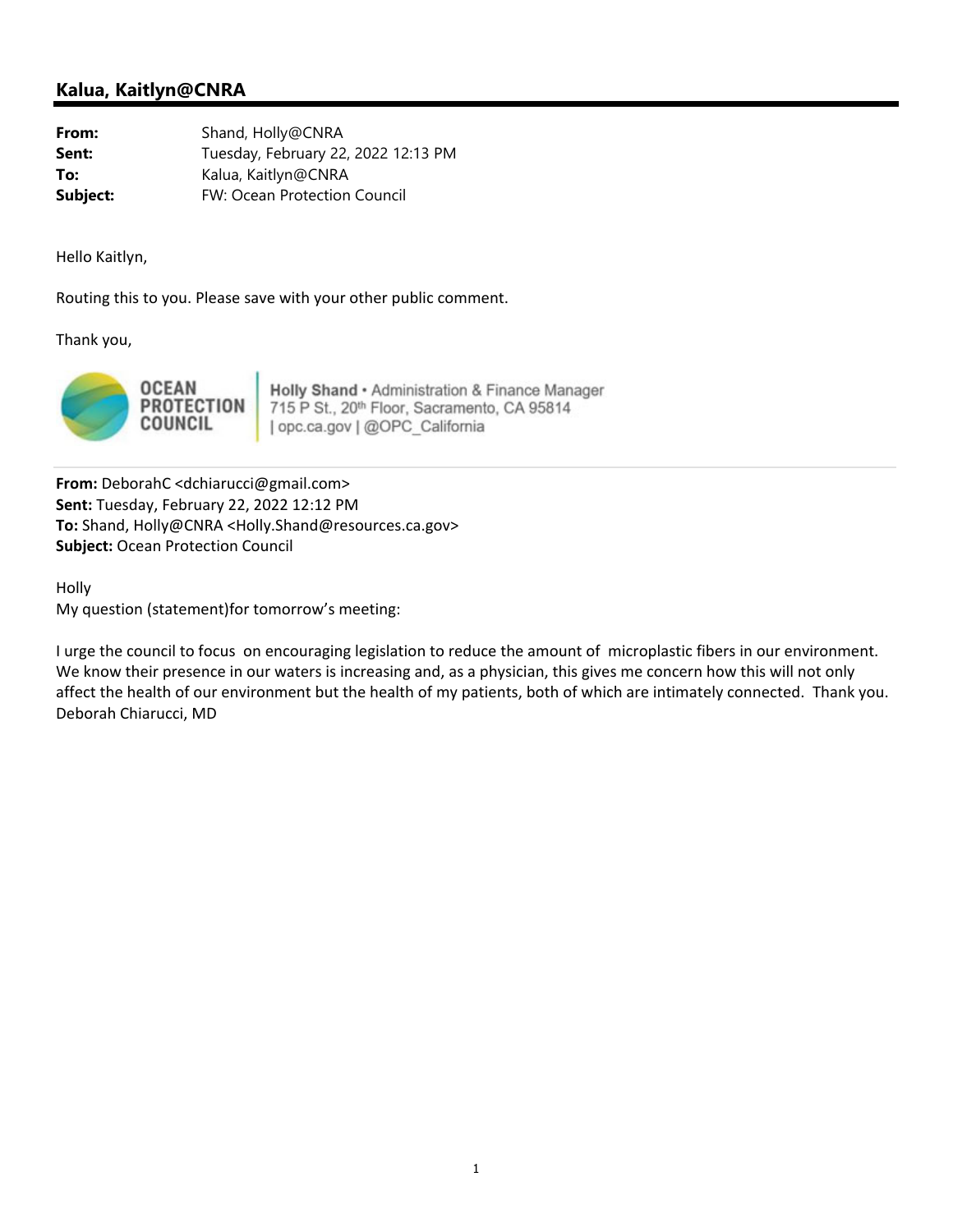## Kalua, Kaitlyn@CNRA

**From:** Shand, Holly@CNRA
**Sent:** Tuesday, February 22, 2022 12:13 PM
**To:** Kalua, Kaitlyn@CNRA
**Subject:** FW: Ocean Protection Council

Hello Kaitlyn,

Routing this to you. Please save with your other public comment.

Thank you,

OCEAN PROTECTION COUNCIL | **Holly Shand** • Administration & Finance Manager
715 P St., 20th Floor, Sacramento, CA 95814
| opc.ca.gov | @OPC_California

---

**From:** DeborahC <dchiarucci@gmail.com>
**Sent:** Tuesday, February 22, 2022 12:12 PM
**To:** Shand, Holly@CNRA <Holly.Shand@resources.ca.gov>
**Subject:** Ocean Protection Council

Holly
My question (statement)for tomorrow's meeting:

I urge the council to focus on encouraging legislation to reduce the amount of microplastic fibers in our environment. We know their presence in our waters is increasing and, as a physician, this gives me concern how this will not only affect the health of our environment but the health of my patients, both of which are intimately connected. Thank you.
Deborah Chiarucci, MD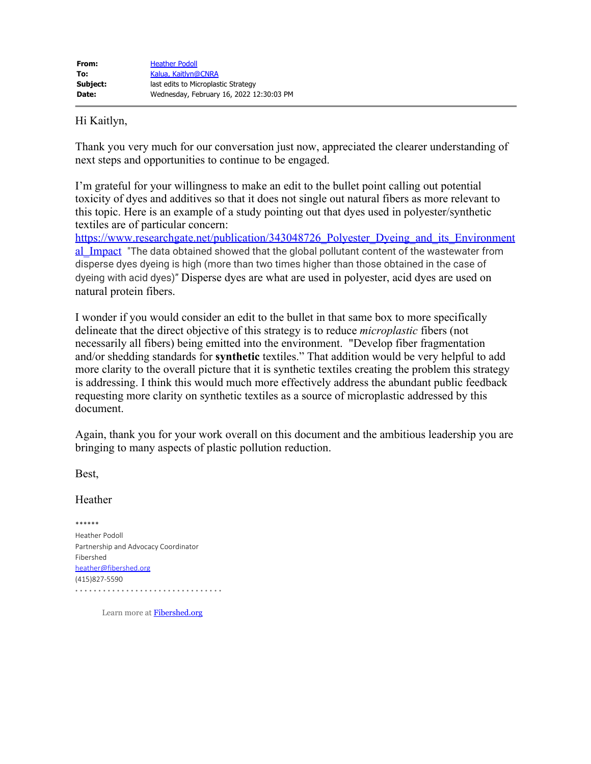| | |
|---|---|
| **From:** | Heather Podoll |
| **To:** | Kalua, Kaitlyn@CNRA |
| **Subject:** | last edits to Microplastic Strategy |
| **Date:** | Wednesday, February 16, 2022 12:30:03 PM |

Hi Kaitlyn,

Thank you very much for our conversation just now, appreciated the clearer understanding of next steps and opportunities to continue to be engaged.

I'm grateful for your willingness to make an edit to the bullet point calling out potential toxicity of dyes and additives so that it does not single out natural fibers as more relevant to this topic. Here is an example of a study pointing out that dyes used in polyester/synthetic textiles are of particular concern: [https://www.researchgate.net/publication/343048726_Polyester_Dyeing_and_its_Environmental_Impact](https://www.researchgate.net/publication/343048726_Polyester_Dyeing_and_its_Environmental_Impact) "The data obtained showed that the global pollutant content of the wastewater from disperse dyes dyeing is high (more than two times higher than those obtained in the case of dyeing with acid dyes)" Disperse dyes are what are used in polyester, acid dyes are used on natural protein fibers.

I wonder if you would consider an edit to the bullet in that same box to more specifically delineate that the direct objective of this strategy is to reduce *microplastic* fibers (not necessarily all fibers) being emitted into the environment. "Develop fiber fragmentation and/or shedding standards for **synthetic** textiles." That addition would be very helpful to add more clarity to the overall picture that it is synthetic textiles creating the problem this strategy is addressing. I think this would much more effectively address the abundant public feedback requesting more clarity on synthetic textiles as a source of microplastic addressed by this document.

Again, thank you for your work overall on this document and the ambitious leadership you are bringing to many aspects of plastic pollution reduction.

Best,

Heather

******
Heather Podoll
Partnership and Advocacy Coordinator
Fibershed
heather@fibershed.org
(415)827-5590
. . . . . . . . . . . . . . . . . . . . . . . . . . . . . . . .

Learn more at Fibershed.org